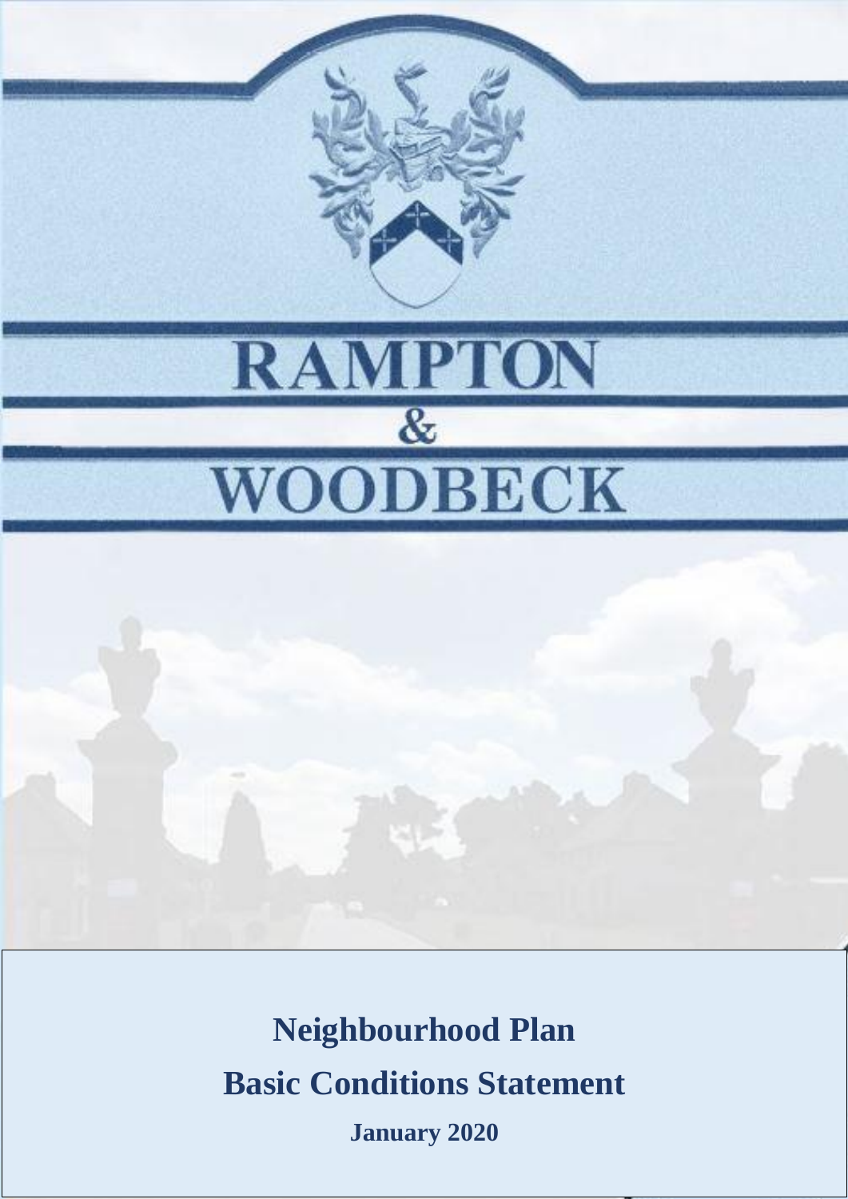# RAMPTON & WOODBECK

## Neighbourhood Plan

## Basic Conditions Statement

**January 2020**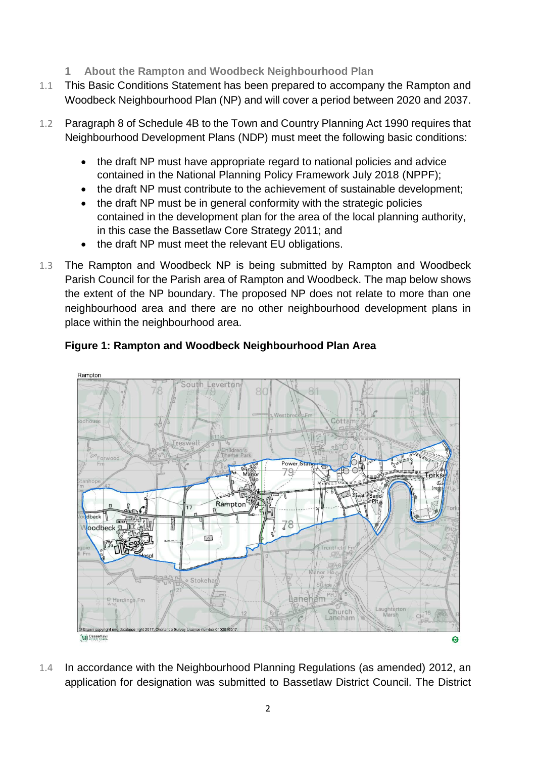## 1 About the Rampton and Woodbeck Neighbourhood Plan

1.1 This Basic Conditions Statement has been prepared to accompany the Rampton and Woodbeck Neighbourhood Plan (NP) and will cover a period between 2020 and 2037.

1.2 Paragraph 8 of Schedule 4B to the Town and Country Planning Act 1990 requires that Neighbourhood Development Plans (NDP) must meet the following basic conditions:

- the draft NP must have appropriate regard to national policies and advice contained in the National Planning Policy Framework July 2018 (NPPF);
- the draft NP must contribute to the achievement of sustainable development;
- the draft NP must be in general conformity with the strategic policies contained in the development plan for the area of the local planning authority, in this case the Bassetlaw Core Strategy 2011; and
- the draft NP must meet the relevant EU obligations.

1.3 The Rampton and Woodbeck NP is being submitted by Rampton and Woodbeck Parish Council for the Parish area of Rampton and Woodbeck. The map below shows the extent of the NP boundary. The proposed NP does not relate to more than one neighbourhood area and there are no other neighbourhood development plans in place within the neighbourhood area.

**Figure 1: Rampton and Woodbeck Neighbourhood Plan Area**

1.4 In accordance with the Neighbourhood Planning Regulations (as amended) 2012, an application for designation was submitted to Bassetlaw District Council. The District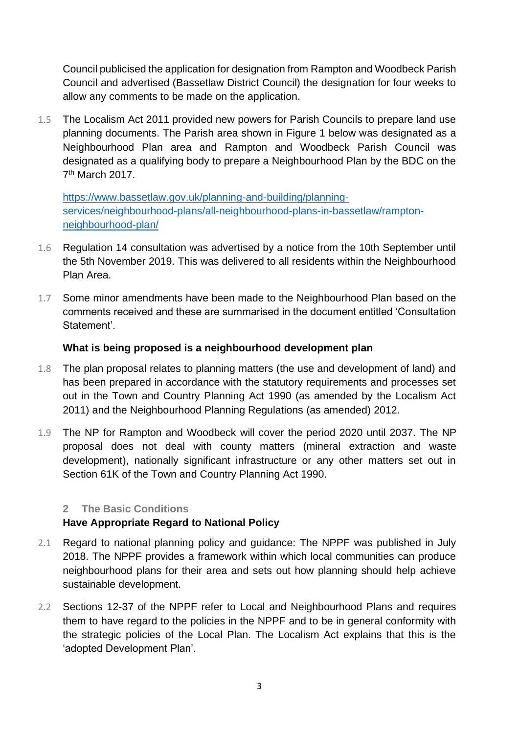Council publicised the application for designation from Rampton and Woodbeck Parish Council and advertised (Bassetlaw District Council) the designation for four weeks to allow any comments to be made on the application.

1.5 The Localism Act 2011 provided new powers for Parish Councils to prepare land use planning documents. The Parish area shown in Figure 1 below was designated as a Neighbourhood Plan area and Rampton and Woodbeck Parish Council was designated as a qualifying body to prepare a Neighbourhood Plan by the BDC on the 7th March 2017.

[https://www.bassetlaw.gov.uk/planning-and-building/planning-services/neighbourhood-plans/all-neighbourhood-plans-in-bassetlaw/rampton-neighbourhood-plan/](https://www.bassetlaw.gov.uk/planning-and-building/planning-services/neighbourhood-plans/all-neighbourhood-plans-in-bassetlaw/rampton-neighbourhood-plan/)

1.6 Regulation 14 consultation was advertised by a notice from the 10th September until the 5th November 2019. This was delivered to all residents within the Neighbourhood Plan Area.

1.7 Some minor amendments have been made to the Neighbourhood Plan based on the comments received and these are summarised in the document entitled 'Consultation Statement'.

**What is being proposed is a neighbourhood development plan**

1.8 The plan proposal relates to planning matters (the use and development of land) and has been prepared in accordance with the statutory requirements and processes set out in the Town and Country Planning Act 1990 (as amended by the Localism Act 2011) and the Neighbourhood Planning Regulations (as amended) 2012.

1.9 The NP for Rampton and Woodbeck will cover the period 2020 until 2037. The NP proposal does not deal with county matters (mineral extraction and waste development), nationally significant infrastructure or any other matters set out in Section 61K of the Town and Country Planning Act 1990.

## 2 The Basic Conditions

### Have Appropriate Regard to National Policy

2.1 Regard to national planning policy and guidance: The NPPF was published in July 2018. The NPPF provides a framework within which local communities can produce neighbourhood plans for their area and sets out how planning should help achieve sustainable development.

2.2 Sections 12-37 of the NPPF refer to Local and Neighbourhood Plans and requires them to have regard to the policies in the NPPF and to be in general conformity with the strategic policies of the Local Plan. The Localism Act explains that this is the 'adopted Development Plan'.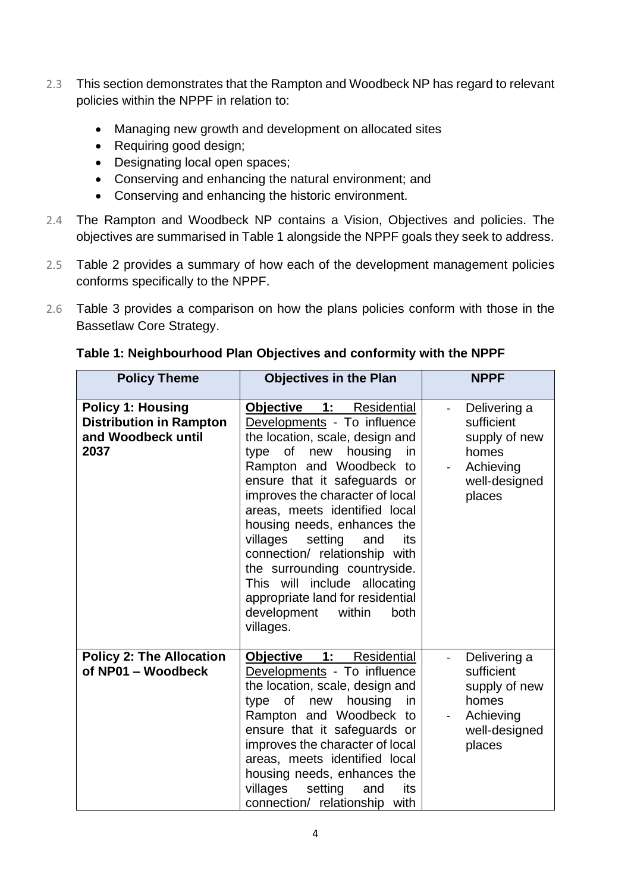2.3 This section demonstrates that the Rampton and Woodbeck NP has regard to relevant policies within the NPPF in relation to:

- Managing new growth and development on allocated sites
- Requiring good design;
- Designating local open spaces;
- Conserving and enhancing the natural environment; and
- Conserving and enhancing the historic environment.

2.4 The Rampton and Woodbeck NP contains a Vision, Objectives and policies. The objectives are summarised in Table 1 alongside the NPPF goals they seek to address.

2.5 Table 2 provides a summary of how each of the development management policies conforms specifically to the NPPF.

2.6 Table 3 provides a comparison on how the plans policies conform with those in the Bassetlaw Core Strategy.

**Table 1: Neighbourhood Plan Objectives and conformity with the NPPF**

| Policy Theme | Objectives in the Plan | NPPF |
|---|---|---|
| **Policy 1: Housing Distribution in Rampton and Woodbeck until 2037** | **Objective 1:** Residential Developments - To influence the location, scale, design and type of new housing in Rampton and Woodbeck to ensure that it safeguards or improves the character of local areas, meets identified local housing needs, enhances the villages setting and its connection/ relationship with the surrounding countryside. This will include allocating appropriate land for residential development within both villages. | - Delivering a sufficient supply of new homes<br>- Achieving well-designed places |
| **Policy 2: The Allocation of NP01 – Woodbeck** | **Objective 1:** Residential Developments - To influence the location, scale, design and type of new housing in Rampton and Woodbeck to ensure that it safeguards or improves the character of local areas, meets identified local housing needs, enhances the villages setting and its connection/ relationship with | - Delivering a sufficient supply of new homes<br>- Achieving well-designed places |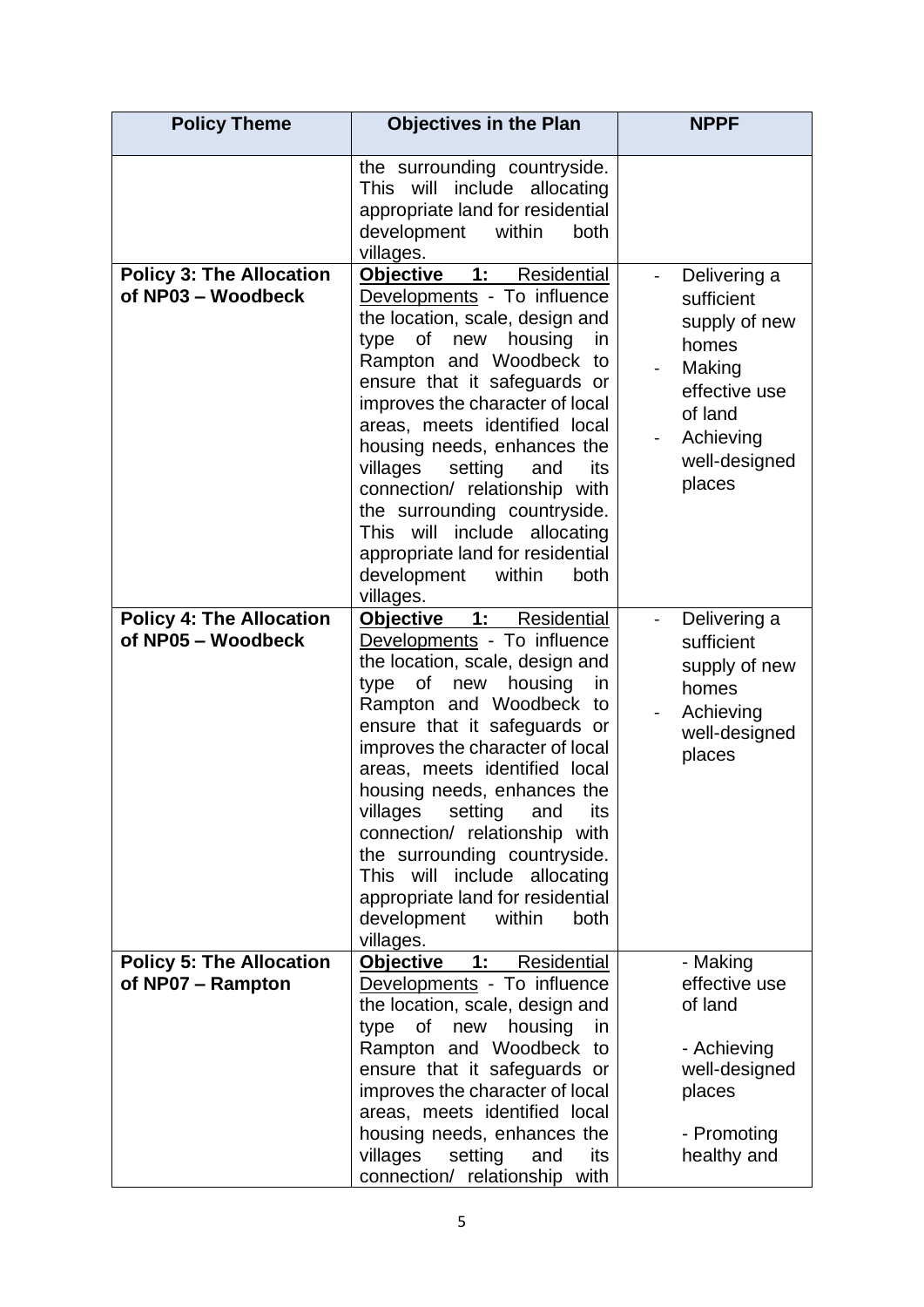| Policy Theme | Objectives in the Plan | NPPF |
|---|---|---|
| | the surrounding countryside. This will include allocating appropriate land for residential development within both villages. | |
| **Policy 3: The Allocation of NP03 – Woodbeck** | **Objective 1:** Residential Developments - To influence the location, scale, design and type of new housing in Rampton and Woodbeck to ensure that it safeguards or improves the character of local areas, meets identified local housing needs, enhances the villages setting and its connection/ relationship with the surrounding countryside. This will include allocating appropriate land for residential development within both villages. | - Delivering a sufficient supply of new homes<br>- Making effective use of land<br>- Achieving well-designed places |
| **Policy 4: The Allocation of NP05 – Woodbeck** | **Objective 1:** Residential Developments - To influence the location, scale, design and type of new housing in Rampton and Woodbeck to ensure that it safeguards or improves the character of local areas, meets identified local housing needs, enhances the villages setting and its connection/ relationship with the surrounding countryside. This will include allocating appropriate land for residential development within both villages. | - Delivering a sufficient supply of new homes<br>- Achieving well-designed places |
| **Policy 5: The Allocation of NP07 – Rampton** | **Objective 1:** Residential Developments - To influence the location, scale, design and type of new housing in Rampton and Woodbeck to ensure that it safeguards or improves the character of local areas, meets identified local housing needs, enhances the villages setting and its connection/ relationship with | - Making effective use of land<br>- Achieving well-designed places<br>- Promoting healthy and |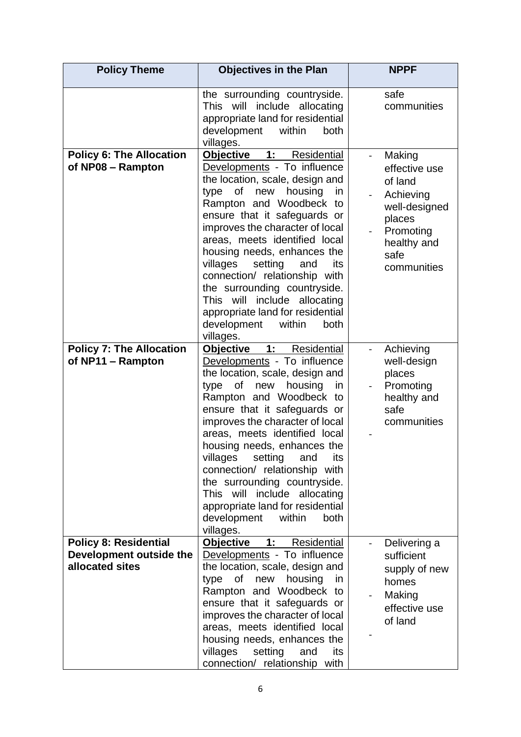| Policy Theme | Objectives in the Plan | NPPF |
|---|---|---|
| | the surrounding countryside. This will include allocating appropriate land for residential development within both villages. | safe communities |
| **Policy 6: The Allocation of NP08 – Rampton** | **Objective 1:** Residential Developments - To influence the location, scale, design and type of new housing in Rampton and Woodbeck to ensure that it safeguards or improves the character of local areas, meets identified local housing needs, enhances the villages setting and its connection/ relationship with the surrounding countryside. This will include allocating appropriate land for residential development within both villages. | - Making effective use of land<br>- Achieving well-designed places<br>- Promoting healthy and safe communities |
| **Policy 7: The Allocation of NP11 – Rampton** | **Objective 1:** Residential Developments - To influence the location, scale, design and type of new housing in Rampton and Woodbeck to ensure that it safeguards or improves the character of local areas, meets identified local housing needs, enhances the villages setting and its connection/ relationship with the surrounding countryside. This will include allocating appropriate land for residential development within both villages. | - Achieving well-design places<br>- Promoting healthy and safe communities<br>- |
| **Policy 8: Residential Development outside the allocated sites** | **Objective 1:** Residential Developments - To influence the location, scale, design and type of new housing in Rampton and Woodbeck to ensure that it safeguards or improves the character of local areas, meets identified local housing needs, enhances the villages setting and its connection/ relationship with | - Delivering a sufficient supply of new homes<br>- Making effective use of land<br>- |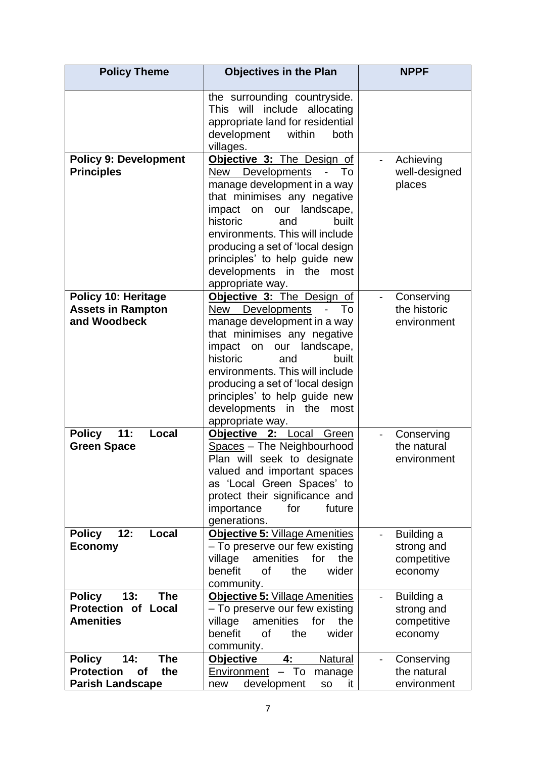| Policy Theme | Objectives in the Plan | NPPF |
|---|---|---|
| | the surrounding countryside. This will include allocating appropriate land for residential development within both villages. | |
| **Policy 9: Development Principles** | **Objective 3:** The Design of New Developments - To manage development in a way that minimises any negative impact on our landscape, historic and built environments. This will include producing a set of 'local design principles' to help guide new developments in the most appropriate way. | - Achieving well-designed places |
| **Policy 10: Heritage Assets in Rampton and Woodbeck** | **Objective 3:** The Design of New Developments - To manage development in a way that minimises any negative impact on our landscape, historic and built environments. This will include producing a set of 'local design principles' to help guide new developments in the most appropriate way. | - Conserving the historic environment |
| **Policy 11: Local Green Space** | **Objective 2:** Local Green Spaces – The Neighbourhood Plan will seek to designate valued and important spaces as 'Local Green Spaces' to protect their significance and importance for future generations. | - Conserving the natural environment |
| **Policy 12: Local Economy** | **Objective 5:** Village Amenities – To preserve our few existing village amenities for the benefit of the wider community. | - Building a strong and competitive economy |
| **Policy 13: The Protection of Local Amenities** | **Objective 5:** Village Amenities – To preserve our few existing village amenities for the benefit of the wider community. | - Building a strong and competitive economy |
| **Policy 14: The Protection of the Parish Landscape** | **Objective 4:** Natural Environment – To manage new development so it | - Conserving the natural environment |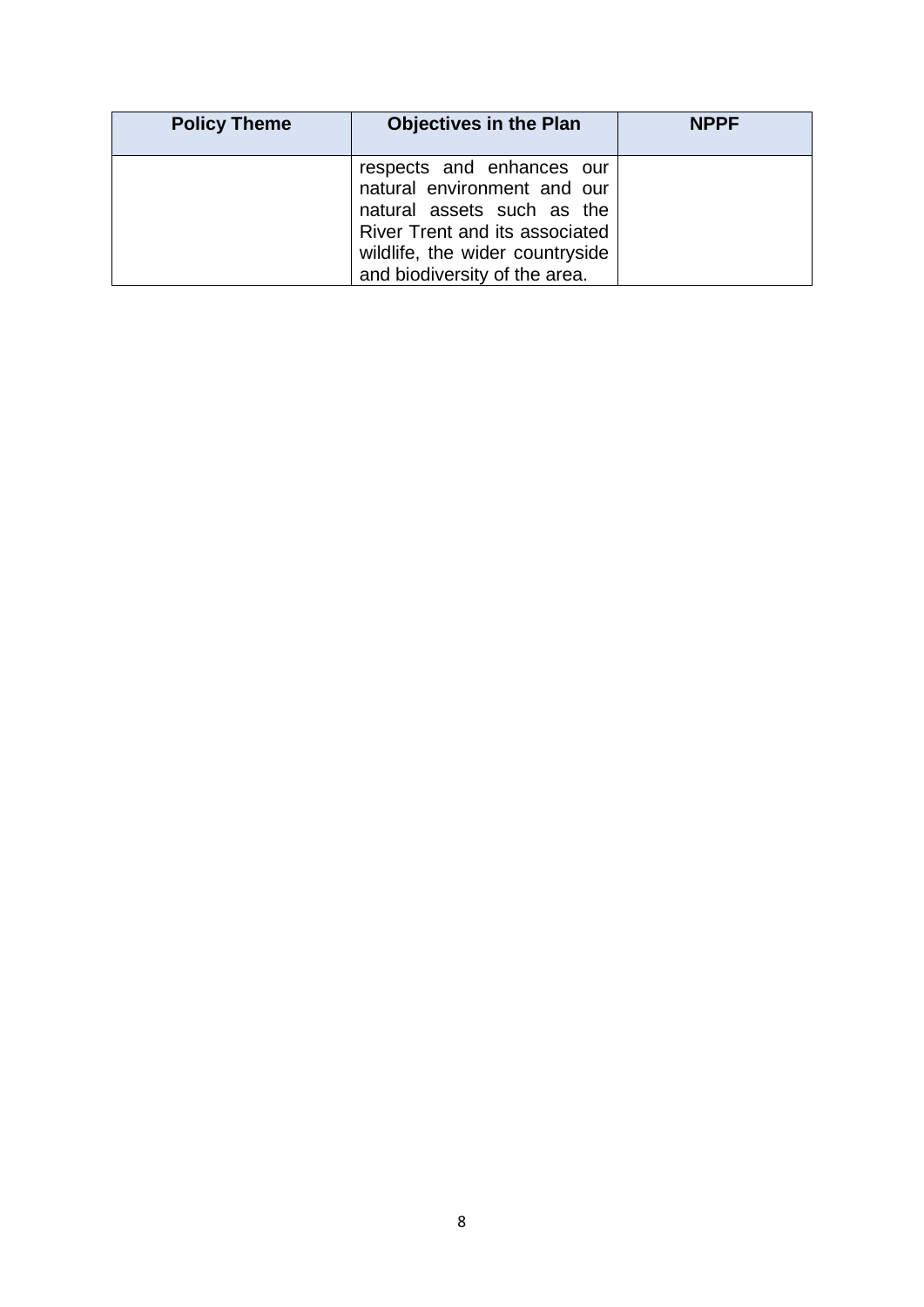| Policy Theme | Objectives in the Plan | NPPF |
|---|---|---|
| | respects and enhances our natural environment and our natural assets such as the River Trent and its associated wildlife, the wider countryside and biodiversity of the area. | |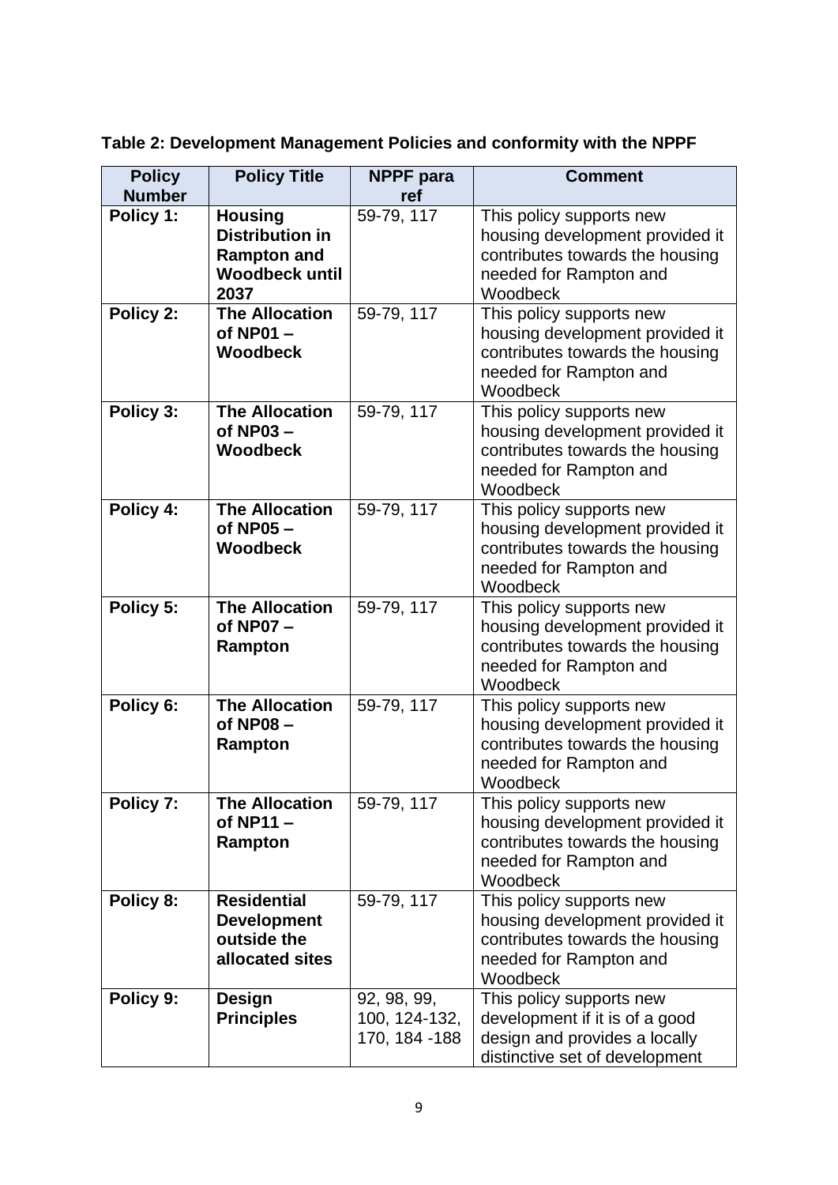**Table 2: Development Management Policies and conformity with the NPPF**

| Policy Number | Policy Title | NPPF para ref | Comment |
| --- | --- | --- | --- |
| **Policy 1:** | **Housing Distribution in Rampton and Woodbeck until 2037** | 59-79, 117 | This policy supports new housing development provided it contributes towards the housing needed for Rampton and Woodbeck |
| **Policy 2:** | **The Allocation of NP01 – Woodbeck** | 59-79, 117 | This policy supports new housing development provided it contributes towards the housing needed for Rampton and Woodbeck |
| **Policy 3:** | **The Allocation of NP03 – Woodbeck** | 59-79, 117 | This policy supports new housing development provided it contributes towards the housing needed for Rampton and Woodbeck |
| **Policy 4:** | **The Allocation of NP05 – Woodbeck** | 59-79, 117 | This policy supports new housing development provided it contributes towards the housing needed for Rampton and Woodbeck |
| **Policy 5:** | **The Allocation of NP07 – Rampton** | 59-79, 117 | This policy supports new housing development provided it contributes towards the housing needed for Rampton and Woodbeck |
| **Policy 6:** | **The Allocation of NP08 – Rampton** | 59-79, 117 | This policy supports new housing development provided it contributes towards the housing needed for Rampton and Woodbeck |
| **Policy 7:** | **The Allocation of NP11 – Rampton** | 59-79, 117 | This policy supports new housing development provided it contributes towards the housing needed for Rampton and Woodbeck |
| **Policy 8:** | **Residential Development outside the allocated sites** | 59-79, 117 | This policy supports new housing development provided it contributes towards the housing needed for Rampton and Woodbeck |
| **Policy 9:** | **Design Principles** | 92, 98, 99, 100, 124-132, 170, 184 -188 | This policy supports new development if it is of a good design and provides a locally distinctive set of development |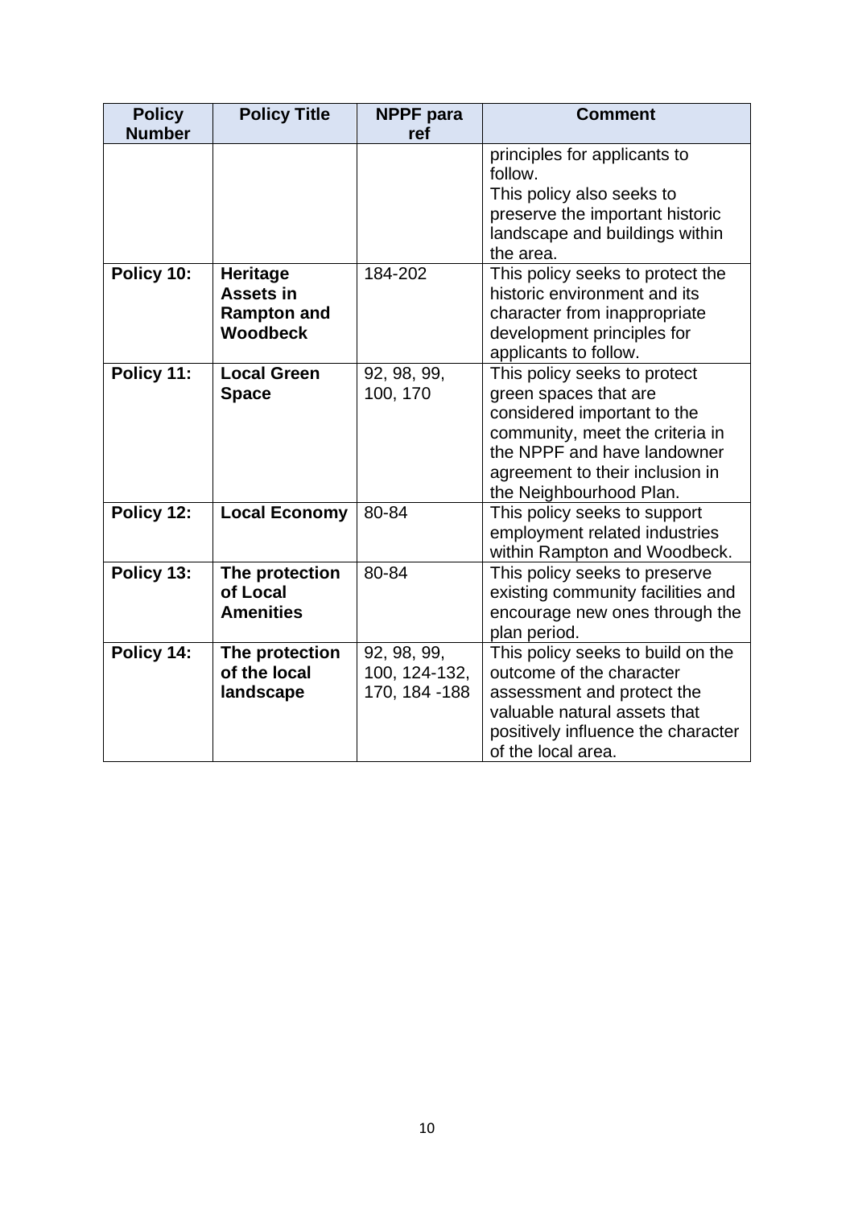| Policy Number | Policy Title | NPPF para ref | Comment |
|---|---|---|---|
| | | | principles for applicants to follow.<br>This policy also seeks to preserve the important historic landscape and buildings within the area. |
| **Policy 10:** | **Heritage Assets in Rampton and Woodbeck** | 184-202 | This policy seeks to protect the historic environment and its character from inappropriate development principles for applicants to follow. |
| **Policy 11:** | **Local Green Space** | 92, 98, 99, 100, 170 | This policy seeks to protect green spaces that are considered important to the community, meet the criteria in the NPPF and have landowner agreement to their inclusion in the Neighbourhood Plan. |
| **Policy 12:** | **Local Economy** | 80-84 | This policy seeks to support employment related industries within Rampton and Woodbeck. |
| **Policy 13:** | **The protection of Local Amenities** | 80-84 | This policy seeks to preserve existing community facilities and encourage new ones through the plan period. |
| **Policy 14:** | **The protection of the local landscape** | 92, 98, 99, 100, 124-132, 170, 184 -188 | This policy seeks to build on the outcome of the character assessment and protect the valuable natural assets that positively influence the character of the local area. |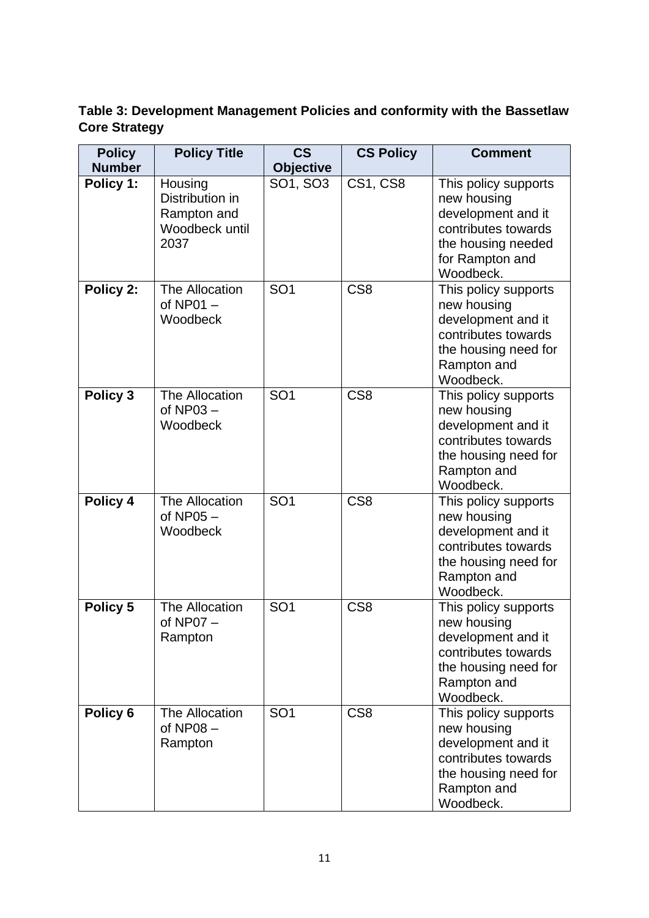**Table 3: Development Management Policies and conformity with the Bassetlaw Core Strategy**

| Policy Number | Policy Title | CS Objective | CS Policy | Comment |
|---|---|---|---|---|
| **Policy 1:** | Housing Distribution in Rampton and Woodbeck until 2037 | SO1, SO3 | CS1, CS8 | This policy supports new housing development and it contributes towards the housing needed for Rampton and Woodbeck. |
| **Policy 2:** | The Allocation of NP01 – Woodbeck | SO1 | CS8 | This policy supports new housing development and it contributes towards the housing need for Rampton and Woodbeck. |
| **Policy 3** | The Allocation of NP03 – Woodbeck | SO1 | CS8 | This policy supports new housing development and it contributes towards the housing need for Rampton and Woodbeck. |
| **Policy 4** | The Allocation of NP05 – Woodbeck | SO1 | CS8 | This policy supports new housing development and it contributes towards the housing need for Rampton and Woodbeck. |
| **Policy 5** | The Allocation of NP07 – Rampton | SO1 | CS8 | This policy supports new housing development and it contributes towards the housing need for Rampton and Woodbeck. |
| **Policy 6** | The Allocation of NP08 – Rampton | SO1 | CS8 | This policy supports new housing development and it contributes towards the housing need for Rampton and Woodbeck. |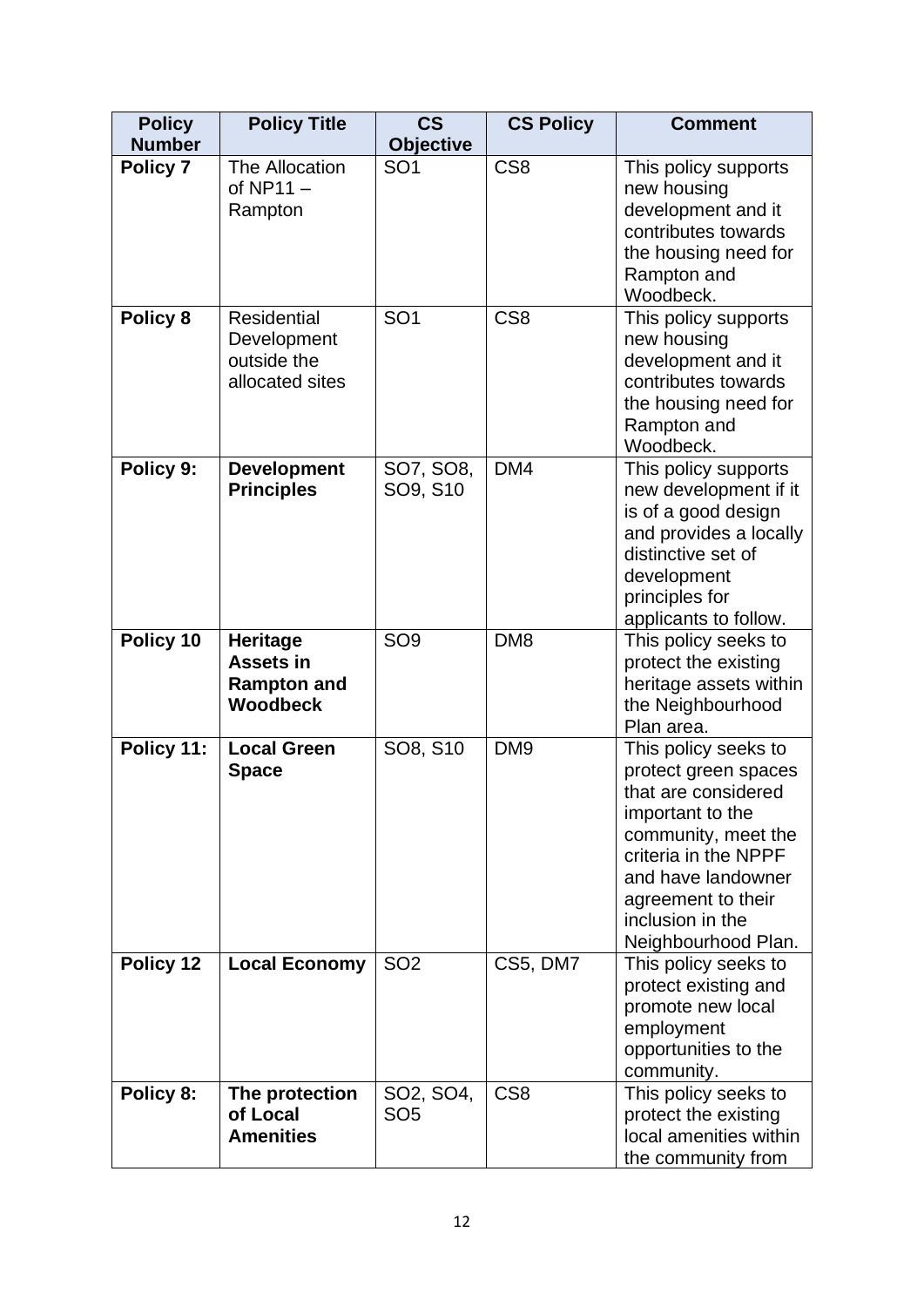| Policy Number | Policy Title | CS Objective | CS Policy | Comment |
|---|---|---|---|---|
| **Policy 7** | The Allocation of NP11 – Rampton | SO1 | CS8 | This policy supports new housing development and it contributes towards the housing need for Rampton and Woodbeck. |
| **Policy 8** | Residential Development outside the allocated sites | SO1 | CS8 | This policy supports new housing development and it contributes towards the housing need for Rampton and Woodbeck. |
| **Policy 9:** | **Development Principles** | SO7, SO8, SO9, S10 | DM4 | This policy supports new development if it is of a good design and provides a locally distinctive set of development principles for applicants to follow. |
| **Policy 10** | **Heritage Assets in Rampton and Woodbeck** | SO9 | DM8 | This policy seeks to protect the existing heritage assets within the Neighbourhood Plan area. |
| **Policy 11:** | **Local Green Space** | SO8, S10 | DM9 | This policy seeks to protect green spaces that are considered important to the community, meet the criteria in the NPPF and have landowner agreement to their inclusion in the Neighbourhood Plan. |
| **Policy 12** | **Local Economy** | SO2 | CS5, DM7 | This policy seeks to protect existing and promote new local employment opportunities to the community. |
| **Policy 8:** | **The protection of Local Amenities** | SO2, SO4, SO5 | CS8 | This policy seeks to protect the existing local amenities within the community from |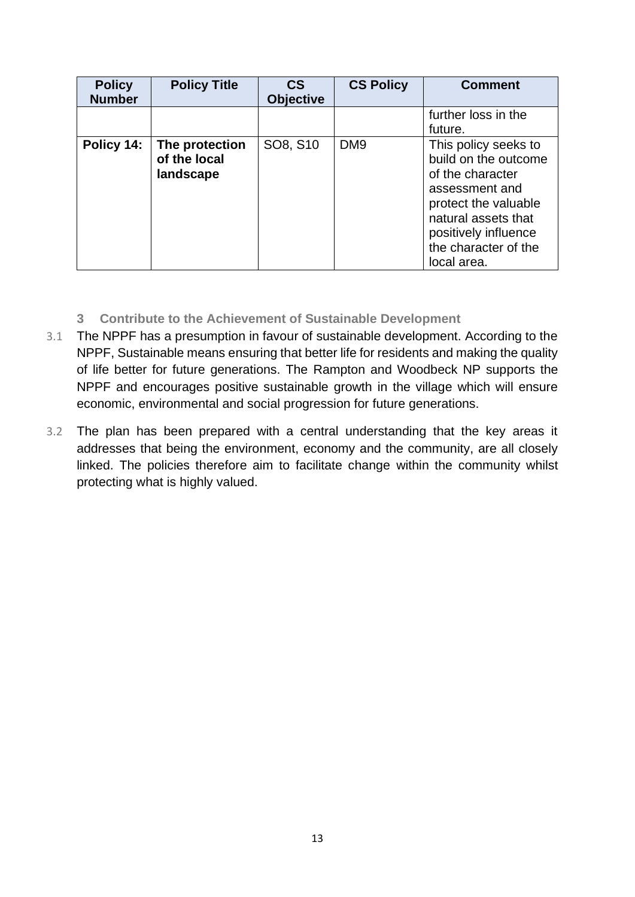| Policy Number | Policy Title | CS Objective | CS Policy | Comment |
|---|---|---|---|---|
| | | | | further loss in the future. |
| **Policy 14:** | **The protection of the local landscape** | SO8, S10 | DM9 | This policy seeks to build on the outcome of the character assessment and protect the valuable natural assets that positively influence the character of the local area. |

## 3 Contribute to the Achievement of Sustainable Development

3.1 The NPPF has a presumption in favour of sustainable development. According to the NPPF, Sustainable means ensuring that better life for residents and making the quality of life better for future generations. The Rampton and Woodbeck NP supports the NPPF and encourages positive sustainable growth in the village which will ensure economic, environmental and social progression for future generations.

3.2 The plan has been prepared with a central understanding that the key areas it addresses that being the environment, economy and the community, are all closely linked. The policies therefore aim to facilitate change within the community whilst protecting what is highly valued.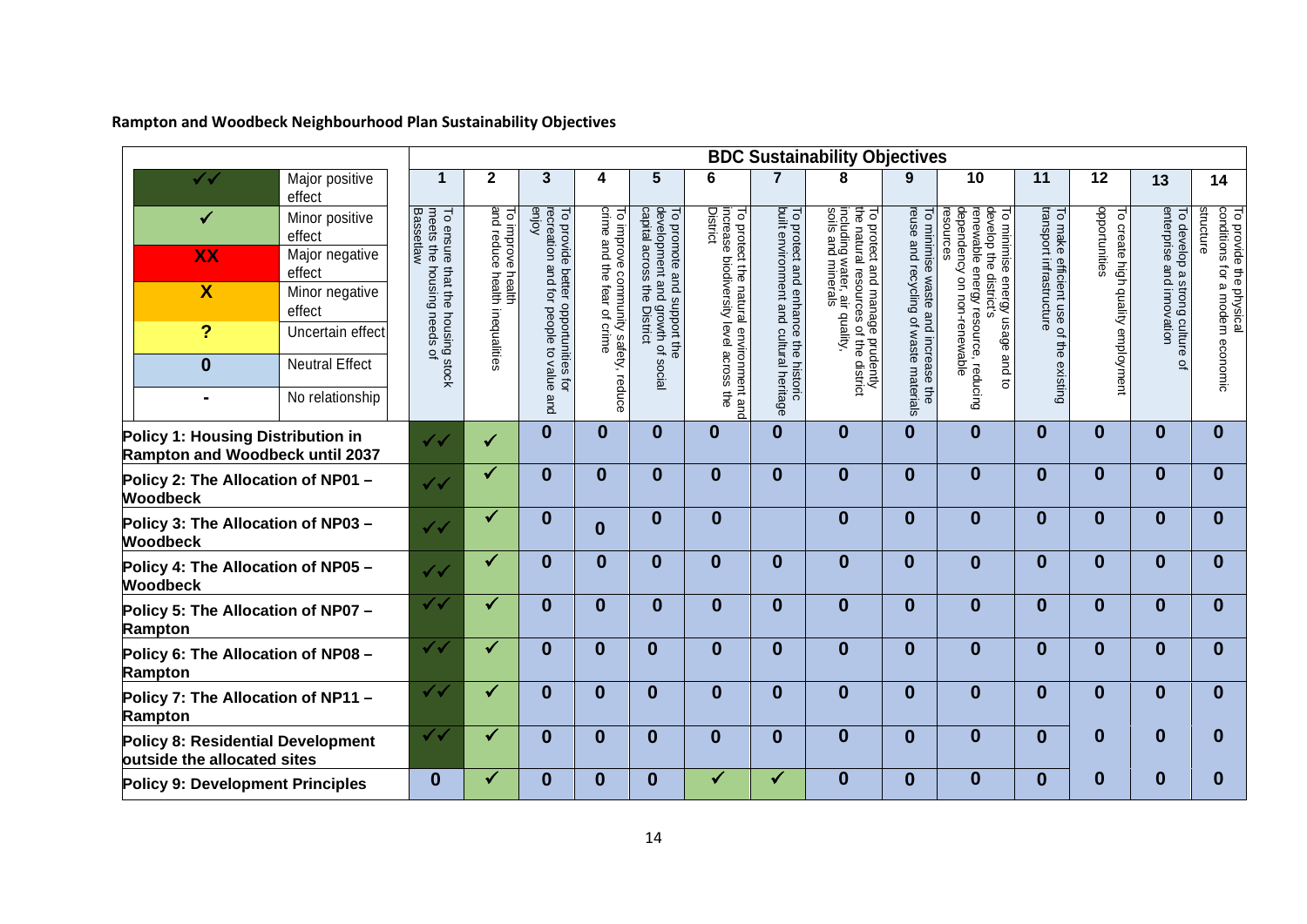**Rampton and Woodbeck Neighbourhood Plan Sustainability Objectives**

| Key | |
|---|---|
| ✓✓ | Major positive effect |
| ✓ | Minor positive effect |
| XX | Major negative effect |
| X | Minor negative effect |
| ? | Uncertain effect |
| 0 | Neutral Effect |
| - | No relationship |

| | BDC Sustainability Objectives | | | | | | | | | | | | | |
|---|---|---|---|---|---|---|---|---|---|---|---|---|---|---|
| | 1 | 2 | 3 | 4 | 5 | 6 | 7 | 8 | 9 | 10 | 11 | 12 | 13 | 14 |
| | To ensure that the housing stock meets the housing needs of Bassetlaw | To improve health and reduce health inequalities | To provide better opportunities for recreation and for people to value and enjoy | To improve community safety, reduce crime and the fear of crime | To promote and support the development and growth of social capital across the District | To protect the natural environment and increase biodiversity level across the District | To protect and enhance the historic built environment and cultural heritage | To protect and manage prudently the natural resources of the district including water, air quality, soils and minerals | To minimise waste and increase the reuse and recycling of waste materials | To minimise energy usage and to develop the district's renewable energy resource, reducing dependency on non-renewable resources | To make efficient use of the existing transport infrastructure | To create high quality employment opportunities | To develop a strong culture of enterprise and innovation | To provide the physical conditions for a modern economic structure |
| **Policy 1: Housing Distribution in Rampton and Woodbeck until 2037** | ✓✓ | ✓ | 0 | 0 | 0 | 0 | 0 | 0 | 0 | 0 | 0 | 0 | 0 | 0 |
| **Policy 2: The Allocation of NP01 – Woodbeck** | ✓✓ | ✓ | 0 | 0 | 0 | 0 | 0 | 0 | 0 | 0 | 0 | 0 | 0 | 0 |
| **Policy 3: The Allocation of NP03 – Woodbeck** | ✓✓ | ✓ | 0 | 0 | 0 | 0 | | 0 | 0 | 0 | 0 | 0 | 0 | 0 |
| **Policy 4: The Allocation of NP05 – Woodbeck** | ✓✓ | ✓ | 0 | 0 | 0 | 0 | 0 | 0 | 0 | 0 | 0 | 0 | 0 | 0 |
| **Policy 5: The Allocation of NP07 – Rampton** | ✓✓ | ✓ | 0 | 0 | 0 | 0 | 0 | 0 | 0 | 0 | 0 | 0 | 0 | 0 |
| **Policy 6: The Allocation of NP08 – Rampton** | ✓✓ | ✓ | 0 | 0 | 0 | 0 | 0 | 0 | 0 | 0 | 0 | 0 | 0 | 0 |
| **Policy 7: The Allocation of NP11 – Rampton** | ✓✓ | ✓ | 0 | 0 | 0 | 0 | 0 | 0 | 0 | 0 | 0 | 0 | 0 | 0 |
| **Policy 8: Residential Development outside the allocated sites** | ✓✓ | ✓ | 0 | 0 | 0 | 0 | 0 | 0 | 0 | 0 | 0 | 0 | 0 | 0 |
| **Policy 9: Development Principles** | 0 | ✓ | 0 | 0 | 0 | ✓ | ✓ | 0 | 0 | 0 | 0 | 0 | 0 | 0 |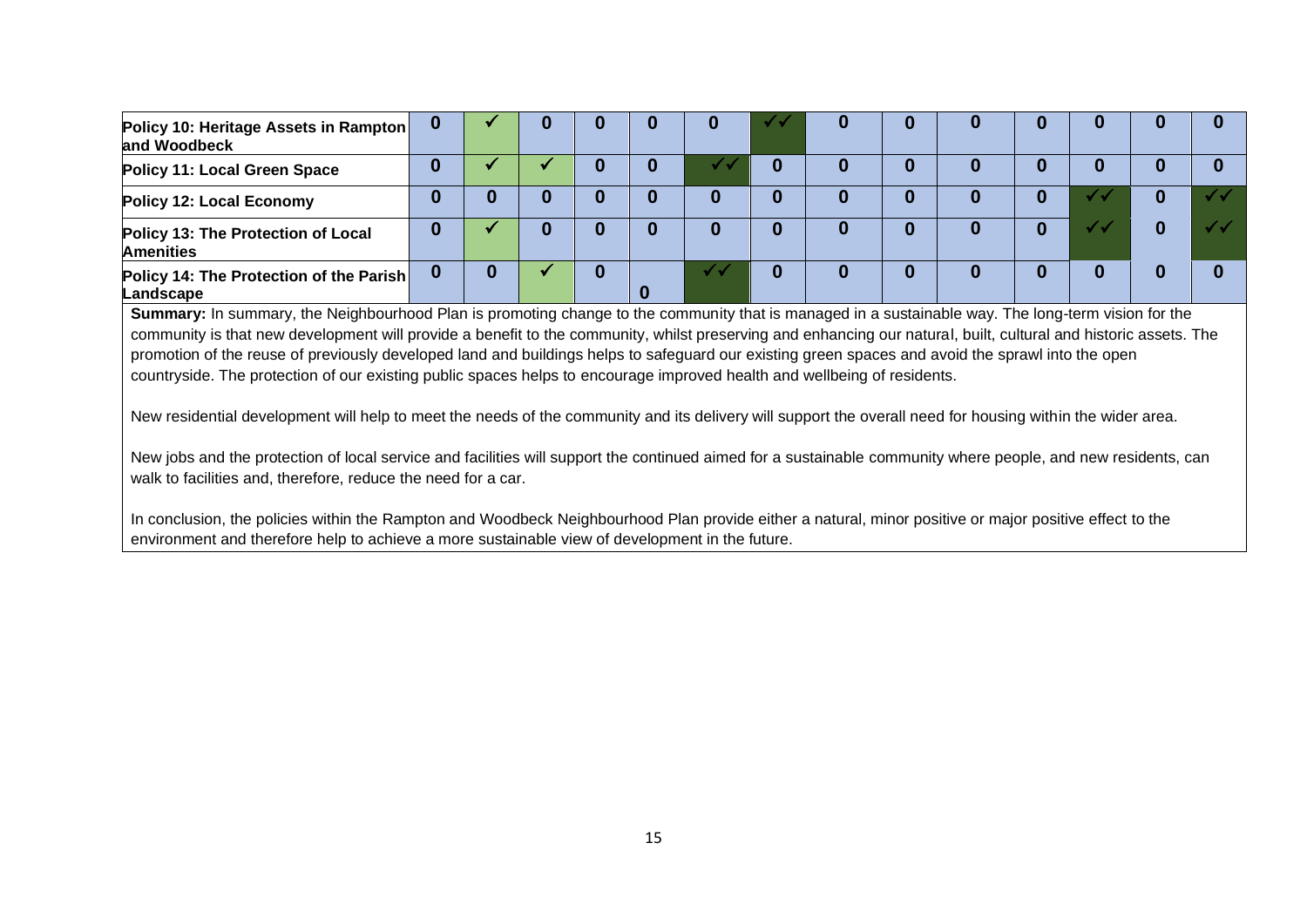| | | | | | | | | | | | | | | |
|---|---|---|---|---|---|---|---|---|---|---|---|---|---|---|
| **Policy 10: Heritage Assets in Rampton and Woodbeck** | **0** | ✓ | **0** | **0** | **0** | **0** | ✓✓ | **0** | **0** | **0** | **0** | **0** | **0** | **0** |
| **Policy 11: Local Green Space** | **0** | ✓ | ✓ | **0** | **0** | ✓✓ | **0** | **0** | **0** | **0** | **0** | **0** | **0** | **0** |
| **Policy 12: Local Economy** | **0** | **0** | **0** | **0** | **0** | **0** | **0** | **0** | **0** | **0** | **0** | ✓✓ | **0** | ✓✓ |
| **Policy 13: The Protection of Local Amenities** | **0** | ✓ | **0** | **0** | **0** | **0** | **0** | **0** | **0** | **0** | **0** | ✓✓ | **0** | ✓✓ |
| **Policy 14: The Protection of the Parish Landscape** | **0** | **0** | ✓ | **0** | **0** | ✓✓ | **0** | **0** | **0** | **0** | **0** | **0** | **0** | **0** |

**Summary:** In summary, the Neighbourhood Plan is promoting change to the community that is managed in a sustainable way. The long-term vision for the community is that new development will provide a benefit to the community, whilst preserving and enhancing our natural, built, cultural and historic assets. The promotion of the reuse of previously developed land and buildings helps to safeguard our existing green spaces and avoid the sprawl into the open countryside. The protection of our existing public spaces helps to encourage improved health and wellbeing of residents.

New residential development will help to meet the needs of the community and its delivery will support the overall need for housing within the wider area.

New jobs and the protection of local service and facilities will support the continued aimed for a sustainable community where people, and new residents, can walk to facilities and, therefore, reduce the need for a car.

In conclusion, the policies within the Rampton and Woodbeck Neighbourhood Plan provide either a natural, minor positive or major positive effect to the environment and therefore help to achieve a more sustainable view of development in the future.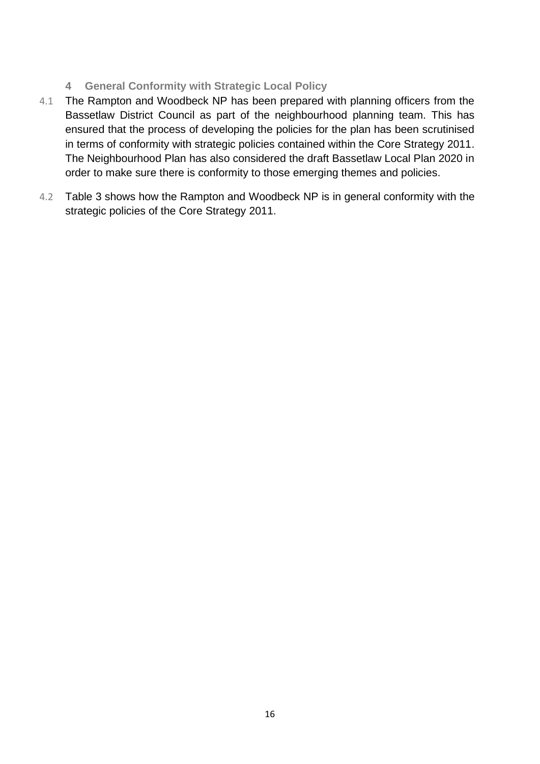## 4 General Conformity with Strategic Local Policy

4.1 The Rampton and Woodbeck NP has been prepared with planning officers from the Bassetlaw District Council as part of the neighbourhood planning team. This has ensured that the process of developing the policies for the plan has been scrutinised in terms of conformity with strategic policies contained within the Core Strategy 2011. The Neighbourhood Plan has also considered the draft Bassetlaw Local Plan 2020 in order to make sure there is conformity to those emerging themes and policies.

4.2 Table 3 shows how the Rampton and Woodbeck NP is in general conformity with the strategic policies of the Core Strategy 2011.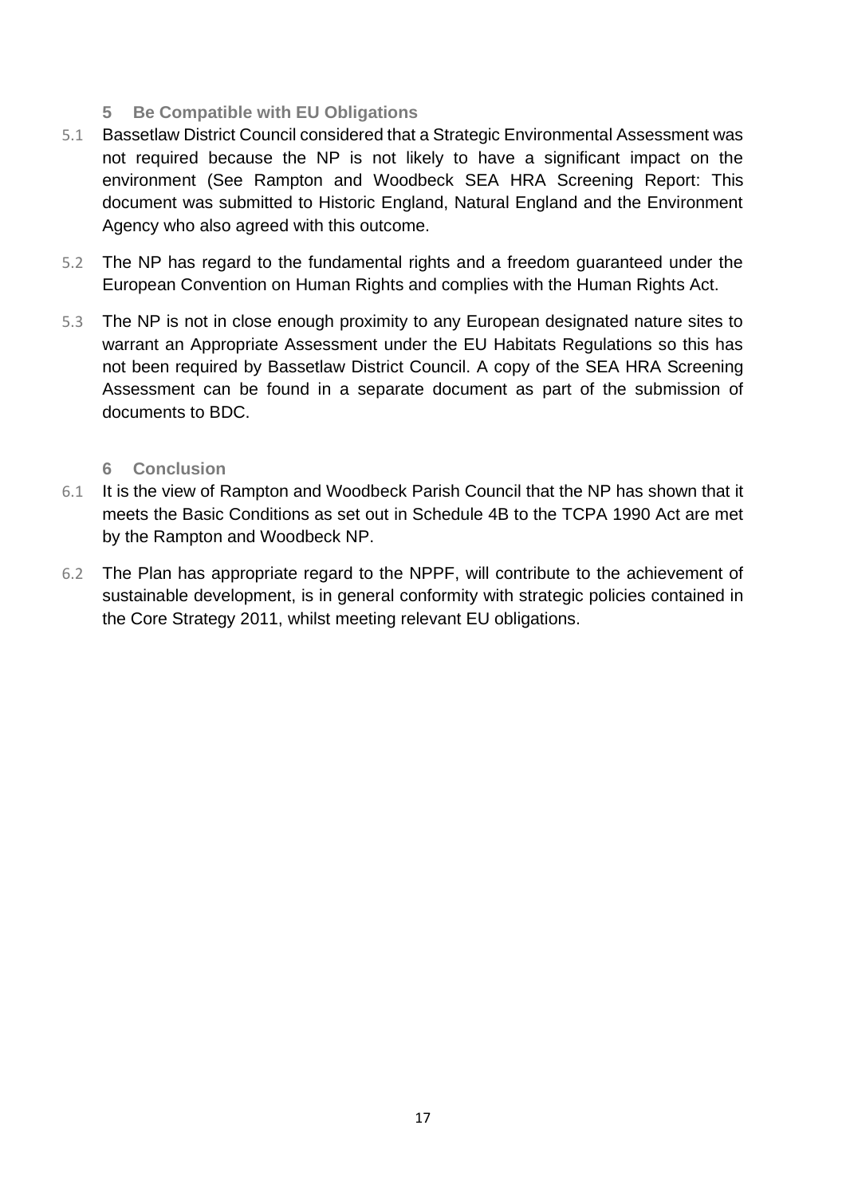## 5 Be Compatible with EU Obligations

5.1 Bassetlaw District Council considered that a Strategic Environmental Assessment was not required because the NP is not likely to have a significant impact on the environment (See Rampton and Woodbeck SEA HRA Screening Report: This document was submitted to Historic England, Natural England and the Environment Agency who also agreed with this outcome.

5.2 The NP has regard to the fundamental rights and a freedom guaranteed under the European Convention on Human Rights and complies with the Human Rights Act.

5.3 The NP is not in close enough proximity to any European designated nature sites to warrant an Appropriate Assessment under the EU Habitats Regulations so this has not been required by Bassetlaw District Council. A copy of the SEA HRA Screening Assessment can be found in a separate document as part of the submission of documents to BDC.

## 6 Conclusion

6.1 It is the view of Rampton and Woodbeck Parish Council that the NP has shown that it meets the Basic Conditions as set out in Schedule 4B to the TCPA 1990 Act are met by the Rampton and Woodbeck NP.

6.2 The Plan has appropriate regard to the NPPF, will contribute to the achievement of sustainable development, is in general conformity with strategic policies contained in the Core Strategy 2011, whilst meeting relevant EU obligations.